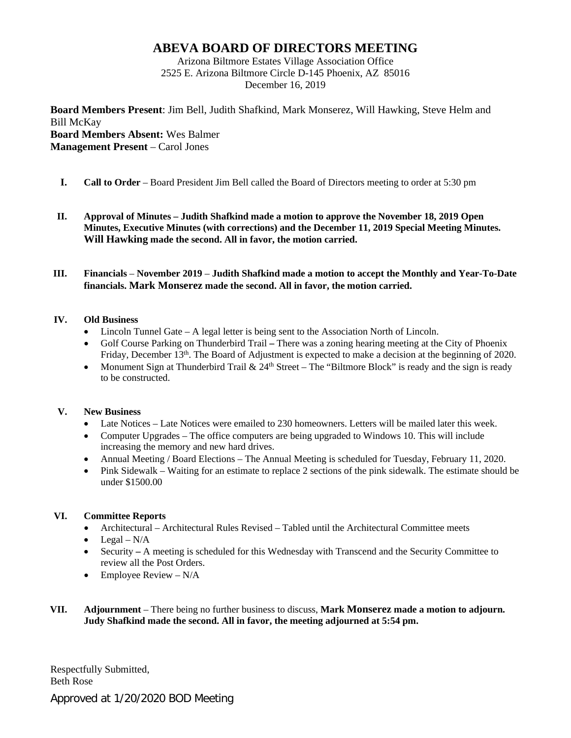# ABEVA BOARD OF DIRECTORS MEETING

Arizona Biltmore Estates Village Association Office
2525 E. Arizona Biltmore Circle D-145 Phoenix, AZ 85016
December 16, 2019

**Board Members Present**: Jim Bell, Judith Shafkind, Mark Monserez, Will Hawking, Steve Helm and Bill McKay
**Board Members Absent:** Wes Balmer
**Management Present** – Carol Jones

I. **Call to Order** – Board President Jim Bell called the Board of Directors meeting to order at 5:30 pm

II. **Approval of Minutes – Judith Shafkind made a motion to approve the November 18, 2019 Open Minutes, Executive Minutes (with corrections) and the December 11, 2019 Special Meeting Minutes. Will Hawking made the second. All in favor, the motion carried.**

III. **Financials** – **November 2019** – **Judith Shafkind made a motion to accept the Monthly and Year-To-Date financials. Mark Monserez made the second. All in favor, the motion carried.**

IV. **Old Business**
- Lincoln Tunnel Gate – A legal letter is being sent to the Association North of Lincoln.
- Golf Course Parking on Thunderbird Trail – There was a zoning hearing meeting at the City of Phoenix Friday, December 13th. The Board of Adjustment is expected to make a decision at the beginning of 2020.
- Monument Sign at Thunderbird Trail & 24th Street – The "Biltmore Block" is ready and the sign is ready to be constructed.

V. **New Business**
- Late Notices – Late Notices were emailed to 230 homeowners. Letters will be mailed later this week.
- Computer Upgrades – The office computers are being upgraded to Windows 10. This will include increasing the memory and new hard drives.
- Annual Meeting / Board Elections – The Annual Meeting is scheduled for Tuesday, February 11, 2020.
- Pink Sidewalk – Waiting for an estimate to replace 2 sections of the pink sidewalk. The estimate should be under $1500.00

VI. **Committee Reports**
- Architectural – Architectural Rules Revised – Tabled until the Architectural Committee meets
- Legal – N/A
- Security – A meeting is scheduled for this Wednesday with Transcend and the Security Committee to review all the Post Orders.
- Employee Review – N/A

VII. **Adjournment** – There being no further business to discuss, **Mark Monserez made a motion to adjourn. Judy Shafkind made the second. All in favor, the meeting adjourned at 5:54 pm.**

Respectfully Submitted,
Beth Rose

Approved at 1/20/2020 BOD Meeting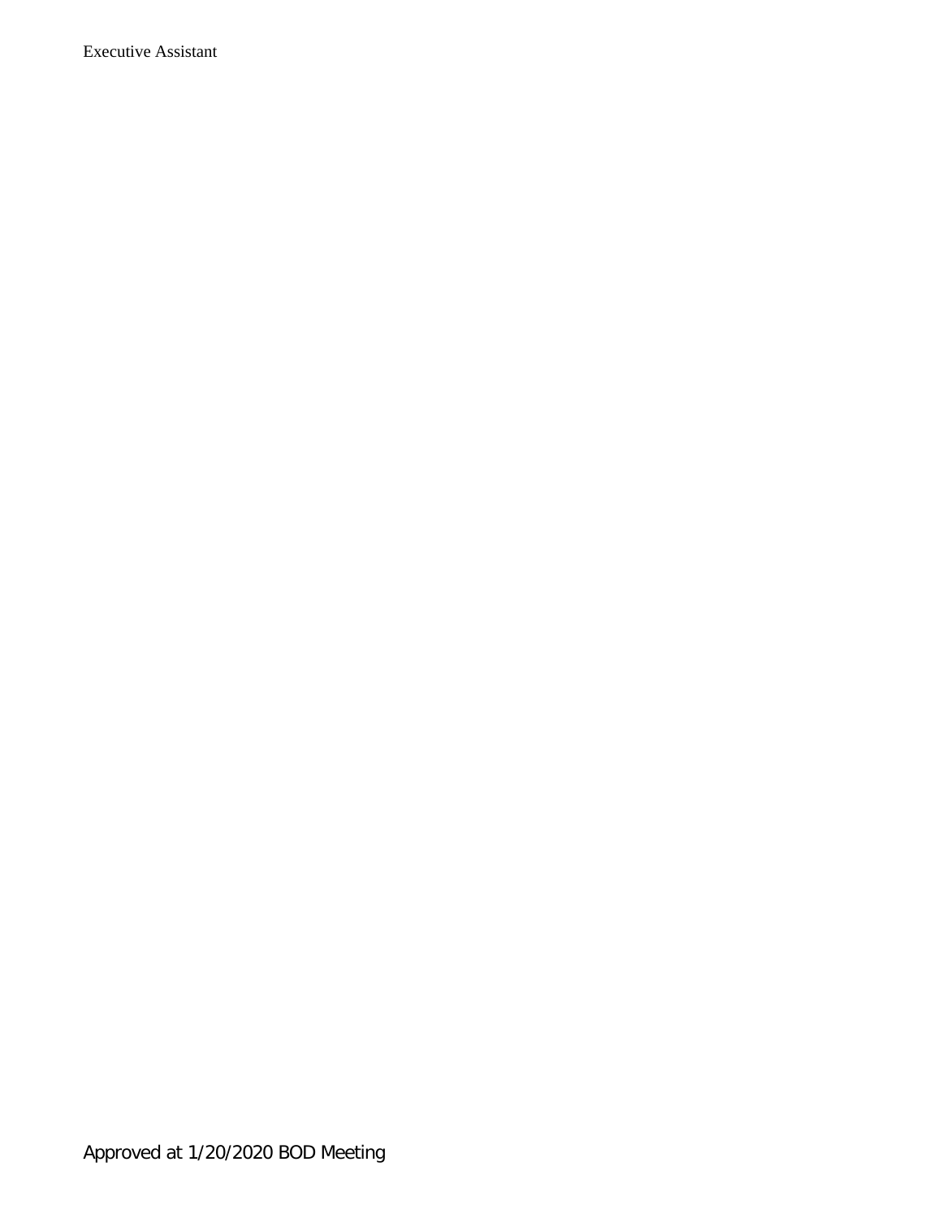Executive Assistant